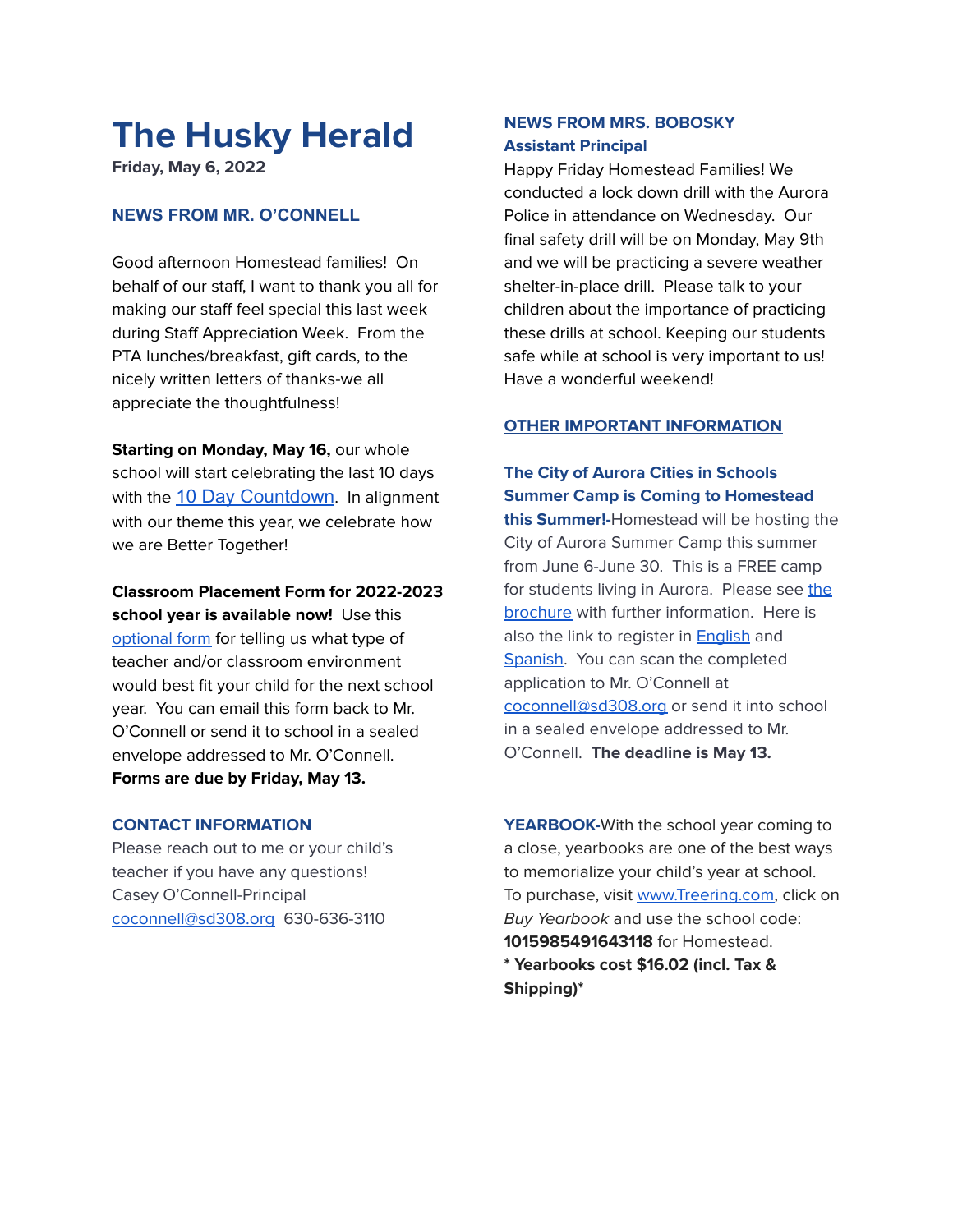# The Husky Herald

**Friday, May 6, 2022**

## NEWS FROM MR. O'CONNELL

Good afternoon Homestead families! On behalf of our staff, I want to thank you all for making our staff feel special this last week during Staff Appreciation Week. From the PTA lunches/breakfast, gift cards, to the nicely written letters of thanks-we all appreciate the thoughtfulness!

**Starting on Monday, May 16,** our whole school will start celebrating the last 10 days with the 10 Day Countdown. In alignment with our theme this year, we celebrate how we are Better Together!

**Classroom Placement Form for 2022-2023 school year is available now!** Use this optional form for telling us what type of teacher and/or classroom environment would best fit your child for the next school year. You can email this form back to Mr. O'Connell or send it to school in a sealed envelope addressed to Mr. O'Connell. **Forms are due by Friday, May 13.**

## CONTACT INFORMATION

Please reach out to me or your child's teacher if you have any questions!
Casey O'Connell-Principal
coconnell@sd308.org 630-636-3110

## NEWS FROM MRS. BOBOSKY
### Assistant Principal

Happy Friday Homestead Families! We conducted a lock down drill with the Aurora Police in attendance on Wednesday. Our final safety drill will be on Monday, May 9th and we will be practicing a severe weather shelter-in-place drill. Please talk to your children about the importance of practicing these drills at school. Keeping our students safe while at school is very important to us! Have a wonderful weekend!

## OTHER IMPORTANT INFORMATION

**The City of Aurora Cities in Schools Summer Camp is Coming to Homestead this Summer!**-Homestead will be hosting the City of Aurora Summer Camp this summer from June 6-June 30. This is a FREE camp for students living in Aurora. Please see the brochure with further information. Here is also the link to register in English and Spanish. You can scan the completed application to Mr. O'Connell at coconnell@sd308.org or send it into school in a sealed envelope addressed to Mr. O'Connell. **The deadline is May 13.**

**YEARBOOK**-With the school year coming to a close, yearbooks are one of the best ways to memorialize your child's year at school. To purchase, visit www.Treering.com, click on *Buy Yearbook* and use the school code: **1015985491643118** for Homestead.
**\* Yearbooks cost $16.02 (incl. Tax & Shipping)\***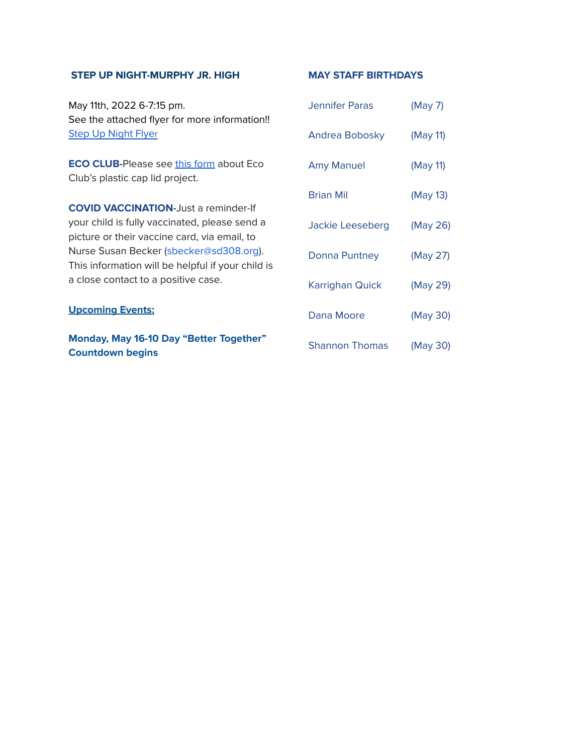### STEP UP NIGHT-MURPHY JR. HIGH

May 11th, 2022 6-7:15 pm.
See the attached flyer for more information!!
[Step Up Night Flyer]

**ECO CLUB**-Please see [this form] about Eco Club's plastic cap lid project.

**COVID VACCINATION**-Just a reminder-If your child is fully vaccinated, please send a picture or their vaccine card, via email, to Nurse Susan Becker (sbecker@sd308.org). This information will be helpful if your child is a close contact to a positive case.

**Upcoming Events:**

**Monday, May 16-10 Day "Better Together" Countdown begins**

### MAY STAFF BIRTHDAYS

| | |
|---|---|
| Jennifer Paras | (May 7) |
| Andrea Bobosky | (May 11) |
| Amy Manuel | (May 11) |
| Brian Mil | (May 13) |
| Jackie Leeseberg | (May 26) |
| Donna Puntney | (May 27) |
| Karrighan Quick | (May 29) |
| Dana Moore | (May 30) |
| Shannon Thomas | (May 30) |